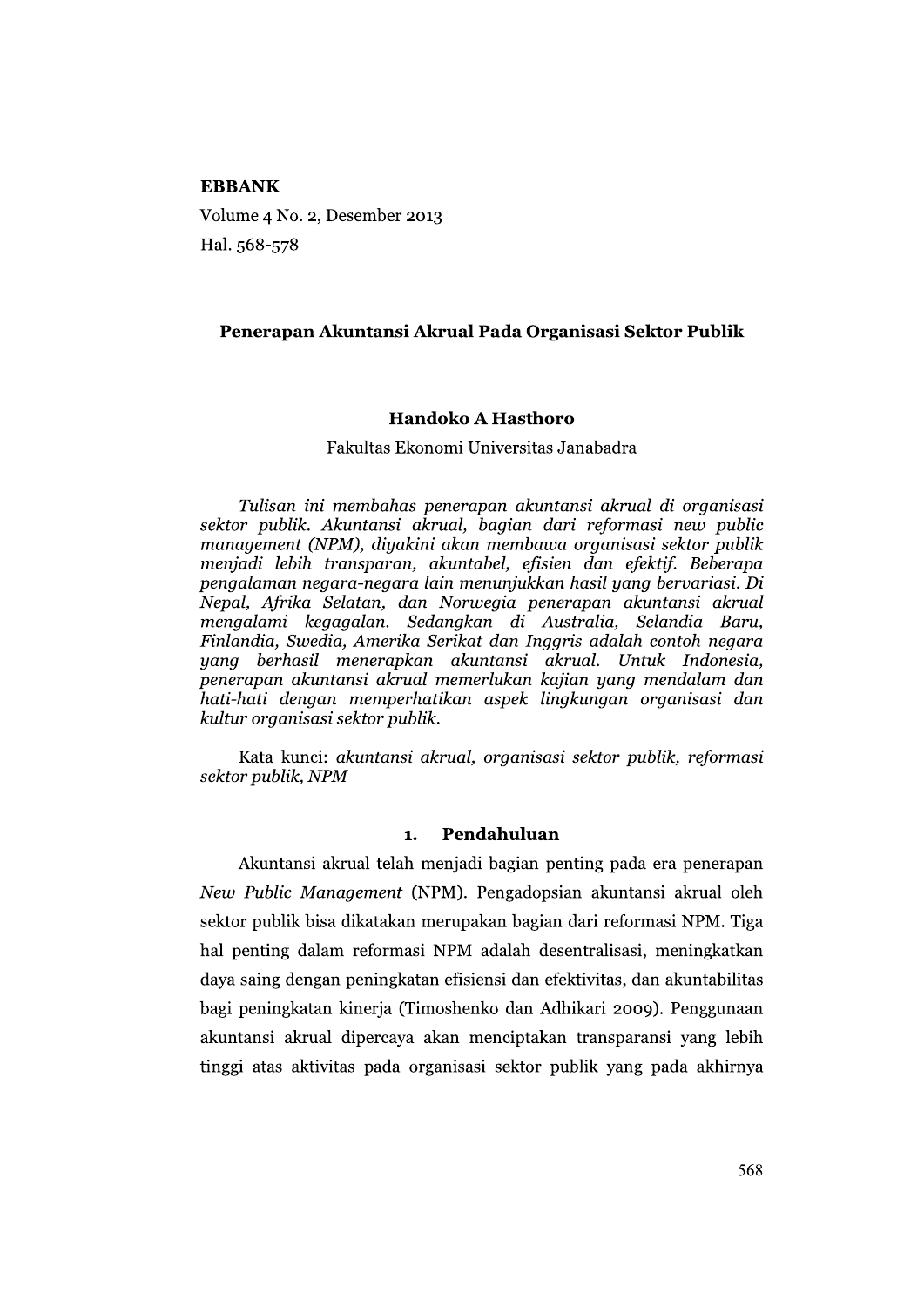**EBBANK**
Volume 4 No. 2, Desember 2013
Hal. 568-578

# Penerapan Akuntansi Akrual Pada Organisasi Sektor Publik

**Handoko A Hasthoro**

Fakultas Ekonomi Universitas Janabadra

*Tulisan ini membahas penerapan akuntansi akrual di organisasi sektor publik. Akuntansi akrual, bagian dari reformasi new public management (NPM), diyakini akan membawa organisasi sektor publik menjadi lebih transparan, akuntabel, efisien dan efektif. Beberapa pengalaman negara-negara lain menunjukkan hasil yang bervariasi. Di Nepal, Afrika Selatan, dan Norwegia penerapan akuntansi akrual mengalami kegagalan. Sedangkan di Australia, Selandia Baru, Finlandia, Swedia, Amerika Serikat dan Inggris adalah contoh negara yang berhasil menerapkan akuntansi akrual. Untuk Indonesia, penerapan akuntansi akrual memerlukan kajian yang mendalam dan hati-hati dengan memperhatikan aspek lingkungan organisasi dan kultur organisasi sektor publik.*

Kata kunci: *akuntansi akrual, organisasi sektor publik, reformasi sektor publik, NPM*

## 1. Pendahuluan

Akuntansi akrual telah menjadi bagian penting pada era penerapan *New Public Management* (NPM). Pengadopsian akuntansi akrual oleh sektor publik bisa dikatakan merupakan bagian dari reformasi NPM. Tiga hal penting dalam reformasi NPM adalah desentralisasi, meningkatkan daya saing dengan peningkatan efisiensi dan efektivitas, dan akuntabilitas bagi peningkatan kinerja (Timoshenko dan Adhikari 2009). Penggunaan akuntansi akrual dipercaya akan menciptakan transparansi yang lebih tinggi atas aktivitas pada organisasi sektor publik yang pada akhirnya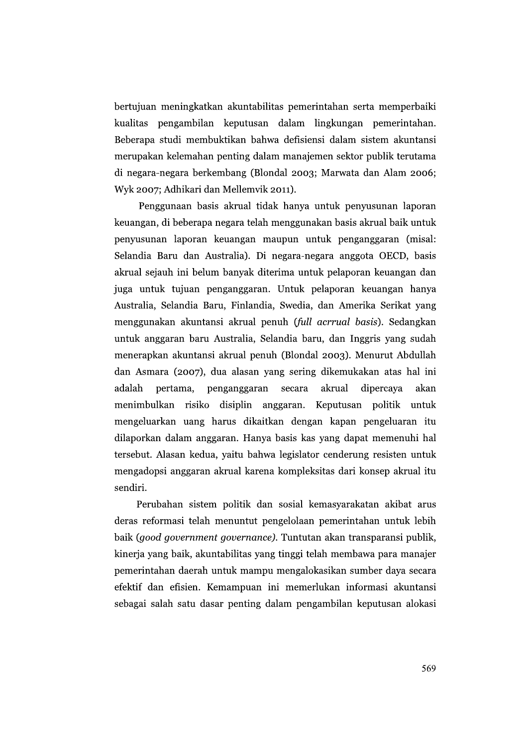bertujuan meningkatkan akuntabilitas pemerintahan serta memperbaiki kualitas pengambilan keputusan dalam lingkungan pemerintahan. Beberapa studi membuktikan bahwa defisiensi dalam sistem akuntansi merupakan kelemahan penting dalam manajemen sektor publik terutama di negara-negara berkembang (Blondal 2003; Marwata dan Alam 2006; Wyk 2007; Adhikari dan Mellemvik 2011).

Penggunaan basis akrual tidak hanya untuk penyusunan laporan keuangan, di beberapa negara telah menggunakan basis akrual baik untuk penyusunan laporan keuangan maupun untuk penganggaran (misal: Selandia Baru dan Australia). Di negara-negara anggota OECD, basis akrual sejauh ini belum banyak diterima untuk pelaporan keuangan dan juga untuk tujuan penganggaran. Untuk pelaporan keuangan hanya Australia, Selandia Baru, Finlandia, Swedia, dan Amerika Serikat yang menggunakan akuntansi akrual penuh (*full acrrual basis*). Sedangkan untuk anggaran baru Australia, Selandia baru, dan Inggris yang sudah menerapkan akuntansi akrual penuh (Blondal 2003). Menurut Abdullah dan Asmara (2007), dua alasan yang sering dikemukakan atas hal ini adalah pertama, penganggaran secara akrual dipercaya akan menimbulkan risiko disiplin anggaran. Keputusan politik untuk mengeluarkan uang harus dikaitkan dengan kapan pengeluaran itu dilaporkan dalam anggaran. Hanya basis kas yang dapat memenuhi hal tersebut. Alasan kedua, yaitu bahwa legislator cenderung resisten untuk mengadopsi anggaran akrual karena kompleksitas dari konsep akrual itu sendiri.

Perubahan sistem politik dan sosial kemasyarakatan akibat arus deras reformasi telah menuntut pengelolaan pemerintahan untuk lebih baik (*good government governance)*. Tuntutan akan transparansi publik, kinerja yang baik, akuntabilitas yang tinggi telah membawa para manajer pemerintahan daerah untuk mampu mengalokasikan sumber daya secara efektif dan efisien. Kemampuan ini memerlukan informasi akuntansi sebagai salah satu dasar penting dalam pengambilan keputusan alokasi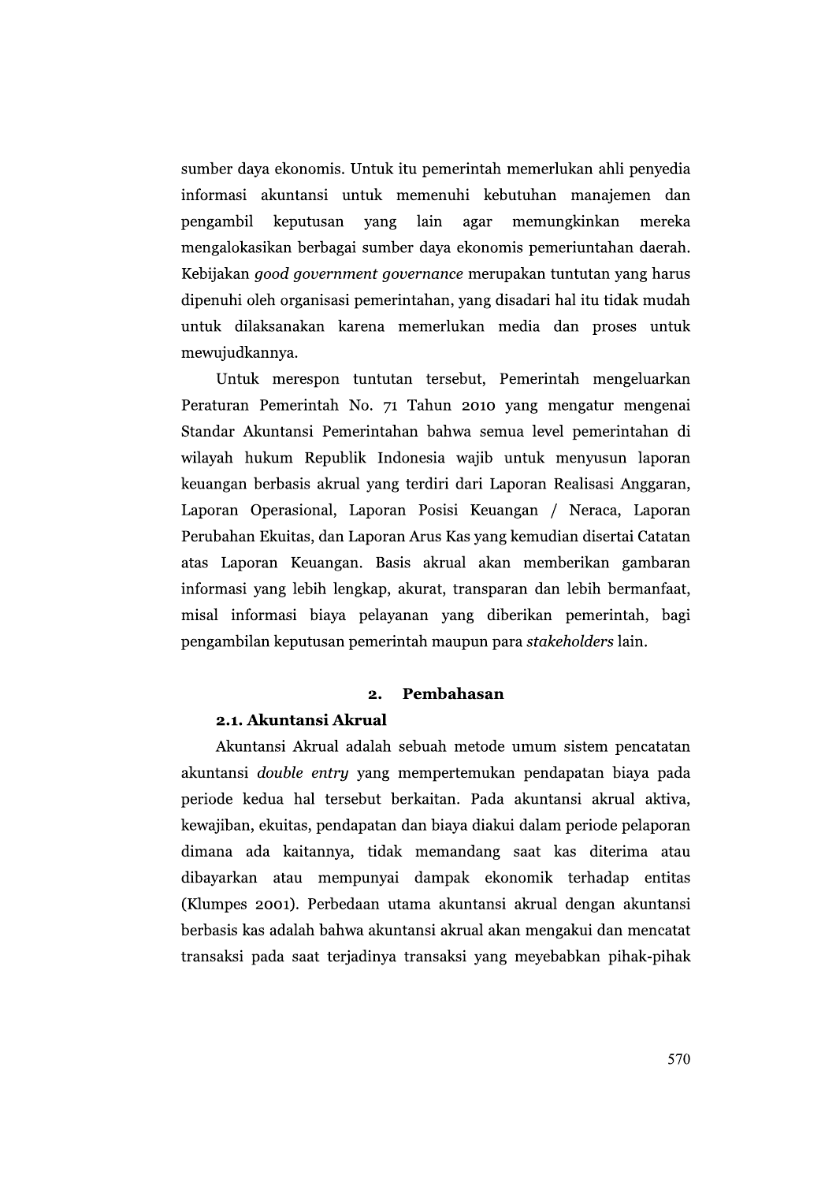sumber daya ekonomis. Untuk itu pemerintah memerlukan ahli penyedia informasi akuntansi untuk memenuhi kebutuhan manajemen dan pengambil keputusan yang lain agar memungkinkan mereka mengalokasikan berbagai sumber daya ekonomis pemeriuntahan daerah. Kebijakan *good government governance* merupakan tuntutan yang harus dipenuhi oleh organisasi pemerintahan, yang disadari hal itu tidak mudah untuk dilaksanakan karena memerlukan media dan proses untuk mewujudkannya.

Untuk merespon tuntutan tersebut, Pemerintah mengeluarkan Peraturan Pemerintah No. 71 Tahun 2010 yang mengatur mengenai Standar Akuntansi Pemerintahan bahwa semua level pemerintahan di wilayah hukum Republik Indonesia wajib untuk menyusun laporan keuangan berbasis akrual yang terdiri dari Laporan Realisasi Anggaran, Laporan Operasional, Laporan Posisi Keuangan / Neraca, Laporan Perubahan Ekuitas, dan Laporan Arus Kas yang kemudian disertai Catatan atas Laporan Keuangan. Basis akrual akan memberikan gambaran informasi yang lebih lengkap, akurat, transparan dan lebih bermanfaat, misal informasi biaya pelayanan yang diberikan pemerintah, bagi pengambilan keputusan pemerintah maupun para *stakeholders* lain.

## 2. Pembahasan

### 2.1. Akuntansi Akrual

Akuntansi Akrual adalah sebuah metode umum sistem pencatatan akuntansi *double entry* yang mempertemukan pendapatan biaya pada periode kedua hal tersebut berkaitan. Pada akuntansi akrual aktiva, kewajiban, ekuitas, pendapatan dan biaya diakui dalam periode pelaporan dimana ada kaitannya, tidak memandang saat kas diterima atau dibayarkan atau mempunyai dampak ekonomik terhadap entitas (Klumpes 2001). Perbedaan utama akuntansi akrual dengan akuntansi berbasis kas adalah bahwa akuntansi akrual akan mengakui dan mencatat transaksi pada saat terjadinya transaksi yang meyebabkan pihak-pihak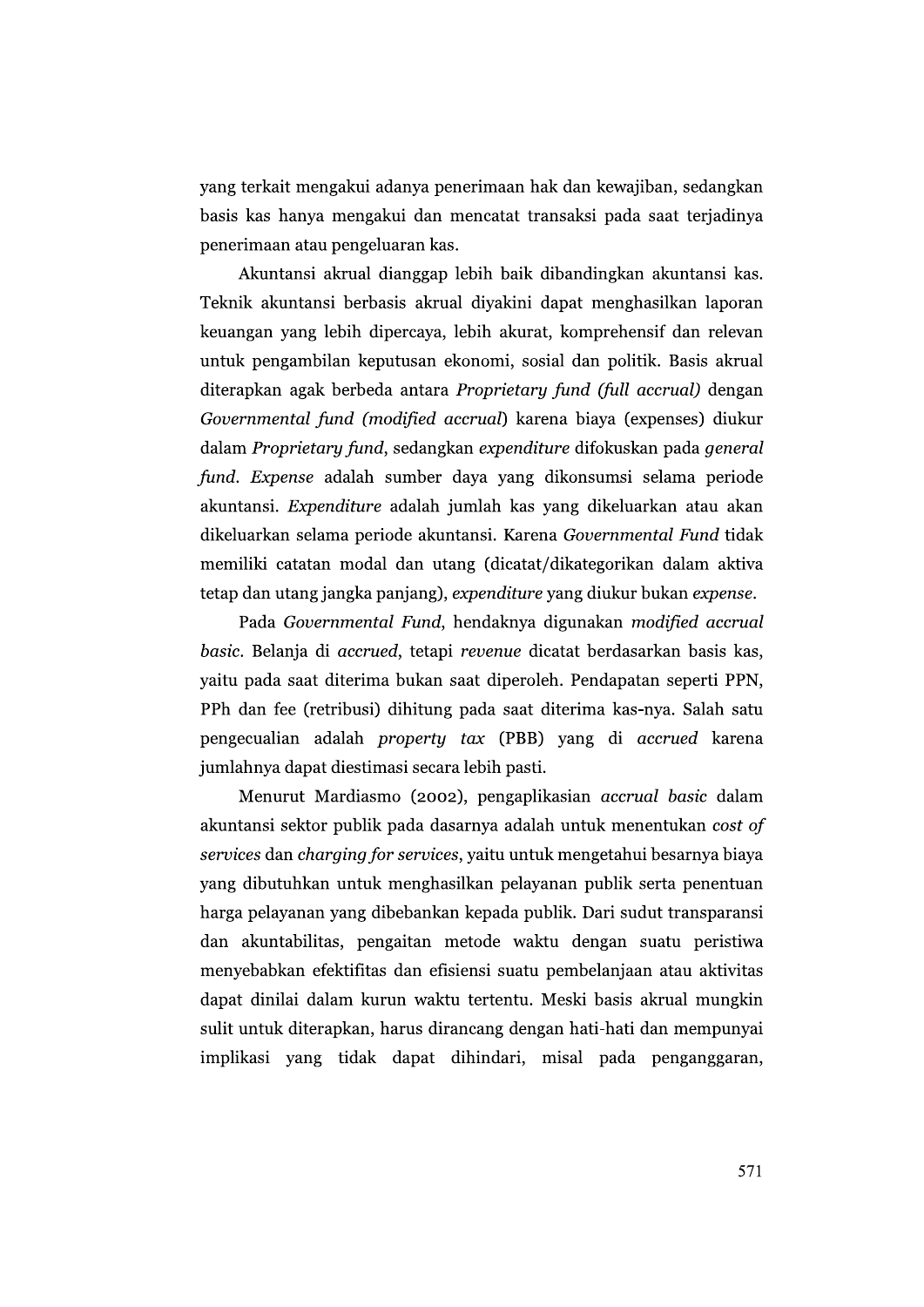yang terkait mengakui adanya penerimaan hak dan kewajiban, sedangkan basis kas hanya mengakui dan mencatat transaksi pada saat terjadinya penerimaan atau pengeluaran kas.

Akuntansi akrual dianggap lebih baik dibandingkan akuntansi kas. Teknik akuntansi berbasis akrual diyakini dapat menghasilkan laporan keuangan yang lebih dipercaya, lebih akurat, komprehensif dan relevan untuk pengambilan keputusan ekonomi, sosial dan politik. Basis akrual diterapkan agak berbeda antara *Proprietary fund (full accrual)* dengan *Governmental fund (modified accrual*) karena biaya (expenses) diukur dalam *Proprietary fund*, sedangkan *expenditure* difokuskan pada *general fund*. *Expense* adalah sumber daya yang dikonsumsi selama periode akuntansi. *Expenditure* adalah jumlah kas yang dikeluarkan atau akan dikeluarkan selama periode akuntansi. Karena *Governmental Fund* tidak memiliki catatan modal dan utang (dicatat/dikategorikan dalam aktiva tetap dan utang jangka panjang), *expenditure* yang diukur bukan *expense*.

Pada *Governmental Fund*, hendaknya digunakan *modified accrual basic*. Belanja di *accrued*, tetapi *revenue* dicatat berdasarkan basis kas, yaitu pada saat diterima bukan saat diperoleh. Pendapatan seperti PPN, PPh dan fee (retribusi) dihitung pada saat diterima kas-nya. Salah satu pengecualian adalah *property tax* (PBB) yang di *accrued* karena jumlahnya dapat diestimasi secara lebih pasti.

Menurut Mardiasmo (2002), pengaplikasian *accrual basic* dalam akuntansi sektor publik pada dasarnya adalah untuk menentukan *cost of services* dan *charging for services*, yaitu untuk mengetahui besarnya biaya yang dibutuhkan untuk menghasilkan pelayanan publik serta penentuan harga pelayanan yang dibebankan kepada publik. Dari sudut transparansi dan akuntabilitas, pengaitan metode waktu dengan suatu peristiwa menyebabkan efektifitas dan efisiensi suatu pembelanjaan atau aktivitas dapat dinilai dalam kurun waktu tertentu. Meski basis akrual mungkin sulit untuk diterapkan, harus dirancang dengan hati-hati dan mempunyai implikasi yang tidak dapat dihindari, misal pada penganggaran,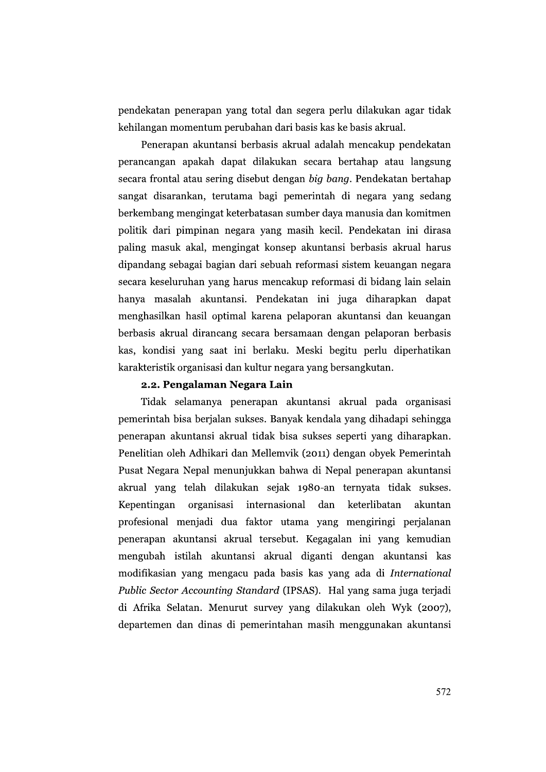pendekatan penerapan yang total dan segera perlu dilakukan agar tidak kehilangan momentum perubahan dari basis kas ke basis akrual.

Penerapan akuntansi berbasis akrual adalah mencakup pendekatan perancangan apakah dapat dilakukan secara bertahap atau langsung secara frontal atau sering disebut dengan *big bang*. Pendekatan bertahap sangat disarankan, terutama bagi pemerintah di negara yang sedang berkembang mengingat keterbatasan sumber daya manusia dan komitmen politik dari pimpinan negara yang masih kecil. Pendekatan ini dirasa paling masuk akal, mengingat konsep akuntansi berbasis akrual harus dipandang sebagai bagian dari sebuah reformasi sistem keuangan negara secara keseluruhan yang harus mencakup reformasi di bidang lain selain hanya masalah akuntansi. Pendekatan ini juga diharapkan dapat menghasilkan hasil optimal karena pelaporan akuntansi dan keuangan berbasis akrual dirancang secara bersamaan dengan pelaporan berbasis kas, kondisi yang saat ini berlaku. Meski begitu perlu diperhatikan karakteristik organisasi dan kultur negara yang bersangkutan.

### 2.2. Pengalaman Negara Lain

Tidak selamanya penerapan akuntansi akrual pada organisasi pemerintah bisa berjalan sukses. Banyak kendala yang dihadapi sehingga penerapan akuntansi akrual tidak bisa sukses seperti yang diharapkan. Penelitian oleh Adhikari dan Mellemvik (2011) dengan obyek Pemerintah Pusat Negara Nepal menunjukkan bahwa di Nepal penerapan akuntansi akrual yang telah dilakukan sejak 1980-an ternyata tidak sukses. Kepentingan organisasi internasional dan keterlibatan akuntan profesional menjadi dua faktor utama yang mengiringi perjalanan penerapan akuntansi akrual tersebut. Kegagalan ini yang kemudian mengubah istilah akuntansi akrual diganti dengan akuntansi kas modifikasian yang mengacu pada basis kas yang ada di *International Public Sector Accounting Standard* (IPSAS). Hal yang sama juga terjadi di Afrika Selatan. Menurut survey yang dilakukan oleh Wyk (2007), departemen dan dinas di pemerintahan masih menggunakan akuntansi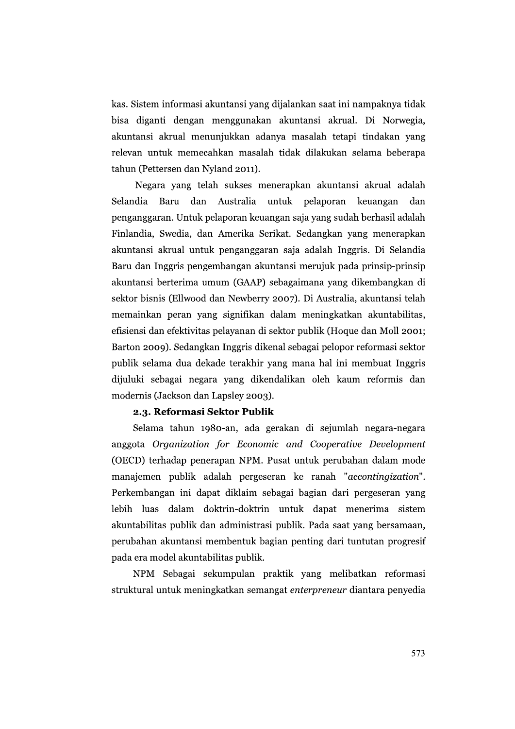kas. Sistem informasi akuntansi yang dijalankan saat ini nampaknya tidak bisa diganti dengan menggunakan akuntansi akrual. Di Norwegia, akuntansi akrual menunjukkan adanya masalah tetapi tindakan yang relevan untuk memecahkan masalah tidak dilakukan selama beberapa tahun (Pettersen dan Nyland 2011).

Negara yang telah sukses menerapkan akuntansi akrual adalah Selandia Baru dan Australia untuk pelaporan keuangan dan penganggaran. Untuk pelaporan keuangan saja yang sudah berhasil adalah Finlandia, Swedia, dan Amerika Serikat. Sedangkan yang menerapkan akuntansi akrual untuk penganggaran saja adalah Inggris. Di Selandia Baru dan Inggris pengembangan akuntansi merujuk pada prinsip-prinsip akuntansi berterima umum (GAAP) sebagaimana yang dikembangkan di sektor bisnis (Ellwood dan Newberry 2007). Di Australia, akuntansi telah memainkan peran yang signifikan dalam meningkatkan akuntabilitas, efisiensi dan efektivitas pelayanan di sektor publik (Hoque dan Moll 2001; Barton 2009). Sedangkan Inggris dikenal sebagai pelopor reformasi sektor publik selama dua dekade terakhir yang mana hal ini membuat Inggris dijuluki sebagai negara yang dikendalikan oleh kaum reformis dan modernis (Jackson dan Lapsley 2003).

### 2.3. Reformasi Sektor Publik

Selama tahun 1980-an, ada gerakan di sejumlah negara-negara anggota *Organization for Economic and Cooperative Development* (OECD) terhadap penerapan NPM. Pusat untuk perubahan dalam mode manajemen publik adalah pergeseran ke ranah "*accontingization*". Perkembangan ini dapat diklaim sebagai bagian dari pergeseran yang lebih luas dalam doktrin-doktrin untuk dapat menerima sistem akuntabilitas publik dan administrasi publik. Pada saat yang bersamaan, perubahan akuntansi membentuk bagian penting dari tuntutan progresif pada era model akuntabilitas publik.

NPM Sebagai sekumpulan praktik yang melibatkan reformasi struktural untuk meningkatkan semangat *enterpreneur* diantara penyedia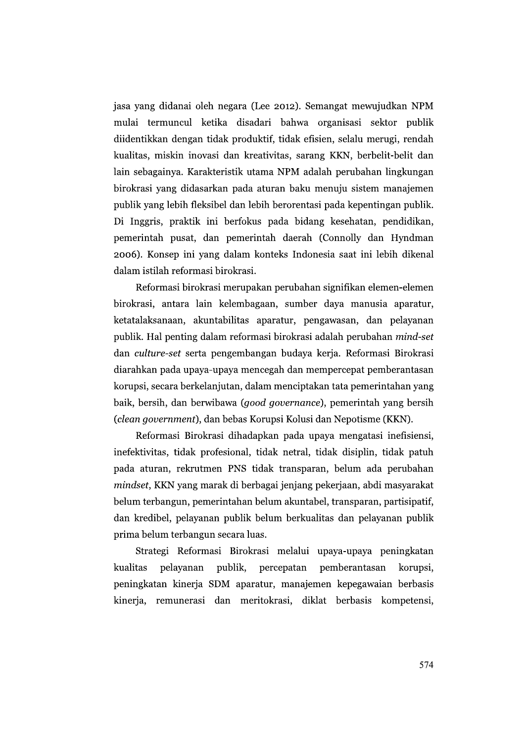jasa yang didanai oleh negara (Lee 2012). Semangat mewujudkan NPM mulai termuncul ketika disadari bahwa organisasi sektor publik diidentikkan dengan tidak produktif, tidak efisien, selalu merugi, rendah kualitas, miskin inovasi dan kreativitas, sarang KKN, berbelit-belit dan lain sebagainya. Karakteristik utama NPM adalah perubahan lingkungan birokrasi yang didasarkan pada aturan baku menuju sistem manajemen publik yang lebih fleksibel dan lebih berorentasi pada kepentingan publik. Di Inggris, praktik ini berfokus pada bidang kesehatan, pendidikan, pemerintah pusat, dan pemerintah daerah (Connolly dan Hyndman 2006). Konsep ini yang dalam konteks Indonesia saat ini lebih dikenal dalam istilah reformasi birokrasi.

Reformasi birokrasi merupakan perubahan signifikan elemen-elemen birokrasi, antara lain kelembagaan, sumber daya manusia aparatur, ketatalaksanaan, akuntabilitas aparatur, pengawasan, dan pelayanan publik. Hal penting dalam reformasi birokrasi adalah perubahan *mind-set* dan *culture-set* serta pengembangan budaya kerja. Reformasi Birokrasi diarahkan pada upaya-upaya mencegah dan mempercepat pemberantasan korupsi, secara berkelanjutan, dalam menciptakan tata pemerintahan yang baik, bersih, dan berwibawa (*good governance*), pemerintah yang bersih (*clean government*), dan bebas Korupsi Kolusi dan Nepotisme (KKN).

Reformasi Birokrasi dihadapkan pada upaya mengatasi inefisiensi, inefektivitas, tidak profesional, tidak netral, tidak disiplin, tidak patuh pada aturan, rekrutmen PNS tidak transparan, belum ada perubahan *mindset*, KKN yang marak di berbagai jenjang pekerjaan, abdi masyarakat belum terbangun, pemerintahan belum akuntabel, transparan, partisipatif, dan kredibel, pelayanan publik belum berkualitas dan pelayanan publik prima belum terbangun secara luas.

Strategi Reformasi Birokrasi melalui upaya-upaya peningkatan kualitas pelayanan publik, percepatan pemberantasan korupsi, peningkatan kinerja SDM aparatur, manajemen kepegawaian berbasis kinerja, remunerasi dan meritokrasi, diklat berbasis kompetensi,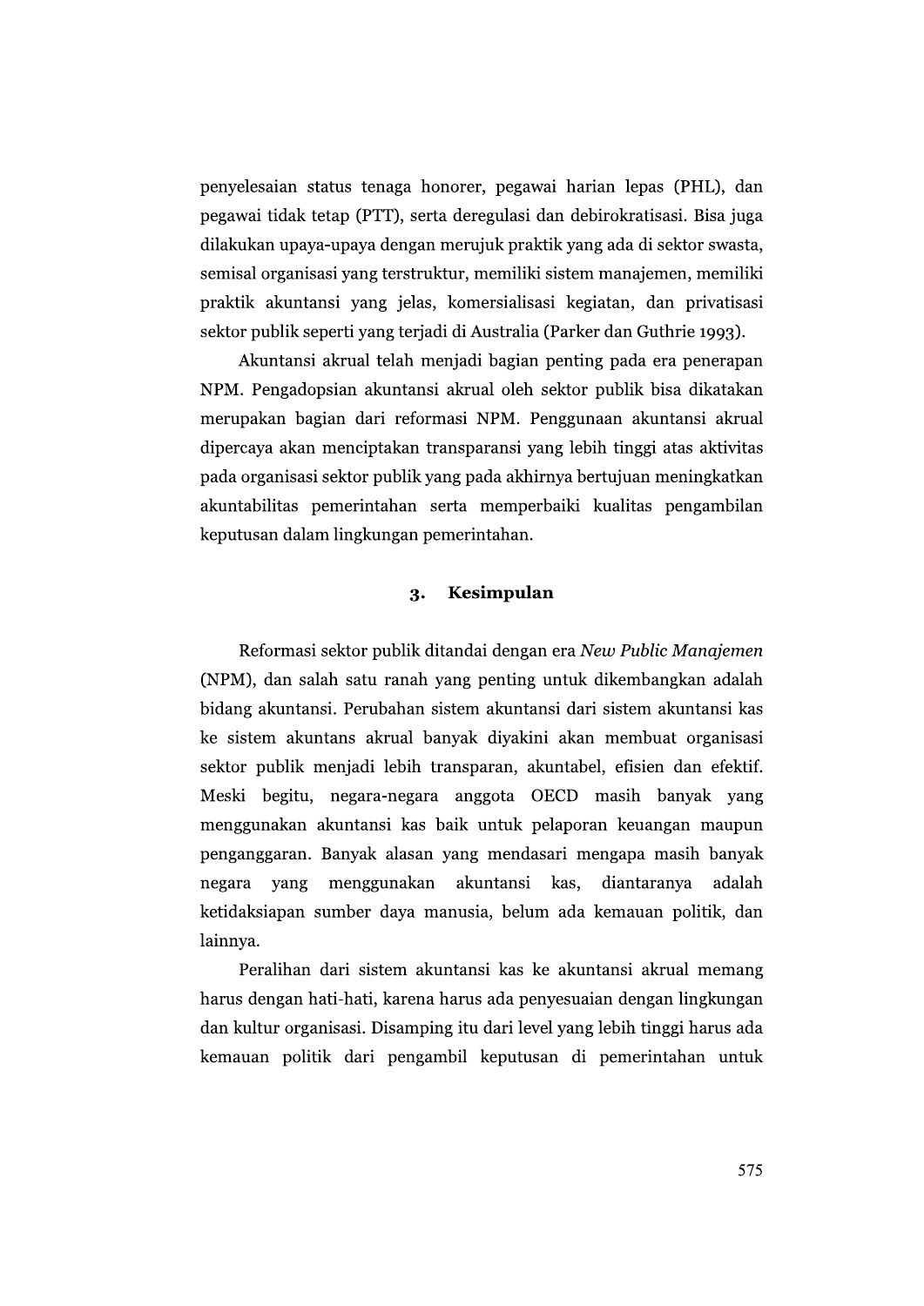penyelesaian status tenaga honorer, pegawai harian lepas (PHL), dan pegawai tidak tetap (PTT), serta deregulasi dan debirokratisasi. Bisa juga dilakukan upaya-upaya dengan merujuk praktik yang ada di sektor swasta, semisal organisasi yang terstruktur, memiliki sistem manajemen, memiliki praktik akuntansi yang jelas, komersialisasi kegiatan, dan privatisasi sektor publik seperti yang terjadi di Australia (Parker dan Guthrie 1993).

Akuntansi akrual telah menjadi bagian penting pada era penerapan NPM. Pengadopsian akuntansi akrual oleh sektor publik bisa dikatakan merupakan bagian dari reformasi NPM. Penggunaan akuntansi akrual dipercaya akan menciptakan transparansi yang lebih tinggi atas aktivitas pada organisasi sektor publik yang pada akhirnya bertujuan meningkatkan akuntabilitas pemerintahan serta memperbaiki kualitas pengambilan keputusan dalam lingkungan pemerintahan.

## 3. Kesimpulan

Reformasi sektor publik ditandai dengan era *New Public Manajemen* (NPM), dan salah satu ranah yang penting untuk dikembangkan adalah bidang akuntansi. Perubahan sistem akuntansi dari sistem akuntansi kas ke sistem akuntans akrual banyak diyakini akan membuat organisasi sektor publik menjadi lebih transparan, akuntabel, efisien dan efektif. Meski begitu, negara-negara anggota OECD masih banyak yang menggunakan akuntansi kas baik untuk pelaporan keuangan maupun penganggaran. Banyak alasan yang mendasari mengapa masih banyak negara yang menggunakan akuntansi kas, diantaranya adalah ketidaksiapan sumber daya manusia, belum ada kemauan politik, dan lainnya.

Peralihan dari sistem akuntansi kas ke akuntansi akrual memang harus dengan hati-hati, karena harus ada penyesuaian dengan lingkungan dan kultur organisasi. Disamping itu dari level yang lebih tinggi harus ada kemauan politik dari pengambil keputusan di pemerintahan untuk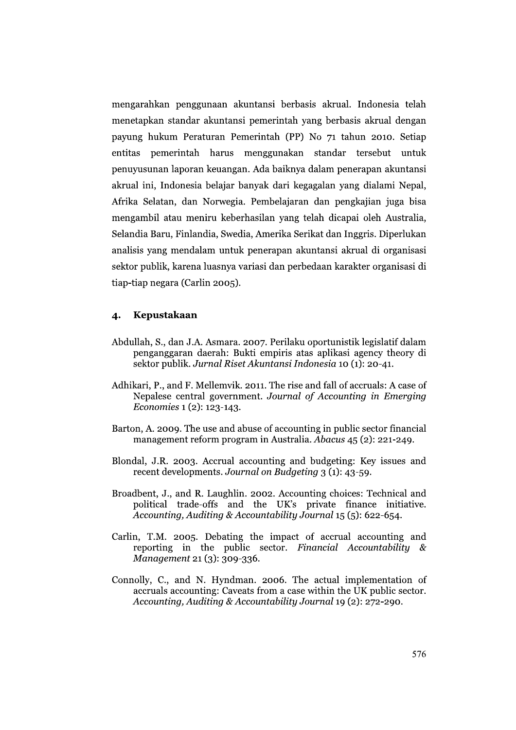mengarahkan penggunaan akuntansi berbasis akrual. Indonesia telah menetapkan standar akuntansi pemerintah yang berbasis akrual dengan payung hukum Peraturan Pemerintah (PP) No 71 tahun 2010. Setiap entitas pemerintah harus menggunakan standar tersebut untuk penuyusunan laporan keuangan. Ada baiknya dalam penerapan akuntansi akrual ini, Indonesia belajar banyak dari kegagalan yang dialami Nepal, Afrika Selatan, dan Norwegia. Pembelajaran dan pengkajian juga bisa mengambil atau meniru keberhasilan yang telah dicapai oleh Australia, Selandia Baru, Finlandia, Swedia, Amerika Serikat dan Inggris. Diperlukan analisis yang mendalam untuk penerapan akuntansi akrual di organisasi sektor publik, karena luasnya variasi dan perbedaan karakter organisasi di tiap-tiap negara (Carlin 2005).

## 4. Kepustakaan

Abdullah, S., dan J.A. Asmara. 2007. Perilaku oportunistik legislatif dalam penganggaran daerah: Bukti empiris atas aplikasi agency theory di sektor publik. *Jurnal Riset Akuntansi Indonesia* 10 (1): 20-41.

Adhikari, P., and F. Mellemvik. 2011. The rise and fall of accruals: A case of Nepalese central government. *Journal of Accounting in Emerging Economies* 1 (2): 123-143.

Barton, A. 2009. The use and abuse of accounting in public sector financial management reform program in Australia. *Abacus* 45 (2): 221-249.

Blondal, J.R. 2003. Accrual accounting and budgeting: Key issues and recent developments. *Journal on Budgeting* 3 (1): 43-59.

Broadbent, J., and R. Laughlin. 2002. Accounting choices: Technical and political trade-offs and the UK's private finance initiative. *Accounting, Auditing & Accountability Journal* 15 (5): 622-654.

Carlin, T.M. 2005. Debating the impact of accrual accounting and reporting in the public sector. *Financial Accountability & Management* 21 (3): 309-336.

Connolly, C., and N. Hyndman. 2006. The actual implementation of accruals accounting: Caveats from a case within the UK public sector. *Accounting, Auditing & Accountability Journal* 19 (2): 272-290.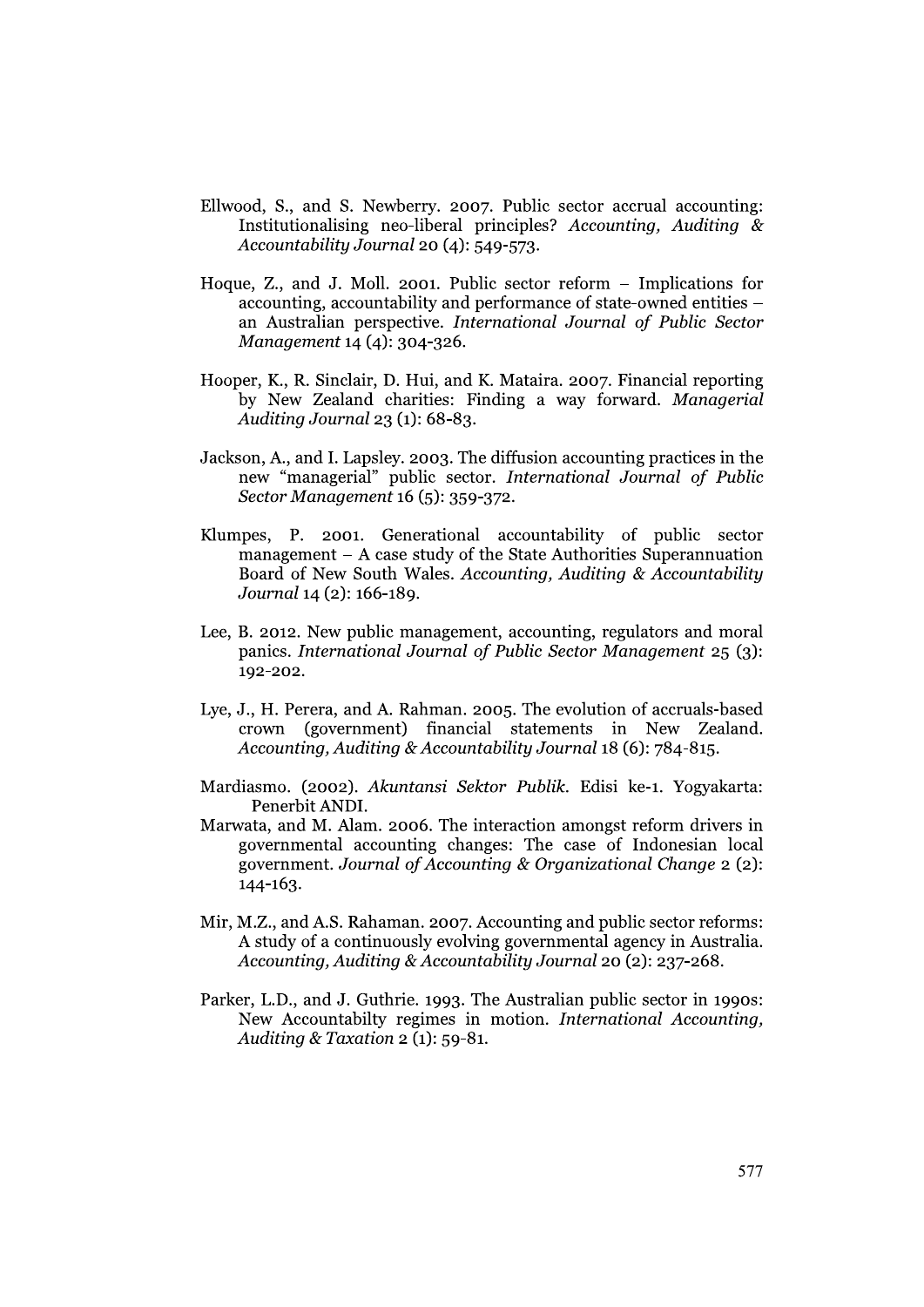Ellwood, S., and S. Newberry. 2007. Public sector accrual accounting: Institutionalising neo-liberal principles? *Accounting, Auditing & Accountability Journal* 20 (4): 549-573.

Hoque, Z., and J. Moll. 2001. Public sector reform – Implications for accounting, accountability and performance of state-owned entities – an Australian perspective. *International Journal of Public Sector Management* 14 (4): 304-326.

Hooper, K., R. Sinclair, D. Hui, and K. Mataira. 2007. Financial reporting by New Zealand charities: Finding a way forward. *Managerial Auditing Journal* 23 (1): 68-83.

Jackson, A., and I. Lapsley. 2003. The diffusion accounting practices in the new "managerial" public sector. *International Journal of Public Sector Management* 16 (5): 359-372.

Klumpes, P. 2001. Generational accountability of public sector management – A case study of the State Authorities Superannuation Board of New South Wales. *Accounting, Auditing & Accountability Journal* 14 (2): 166-189.

Lee, B. 2012. New public management, accounting, regulators and moral panics. *International Journal of Public Sector Management* 25 (3): 192-202.

Lye, J., H. Perera, and A. Rahman. 2005. The evolution of accruals-based crown (government) financial statements in New Zealand. *Accounting, Auditing & Accountability Journal* 18 (6): 784-815.

Mardiasmo. (2002). *Akuntansi Sektor Publik*. Edisi ke-1. Yogyakarta: Penerbit ANDI.

Marwata, and M. Alam. 2006. The interaction amongst reform drivers in governmental accounting changes: The case of Indonesian local government. *Journal of Accounting & Organizational Change* 2 (2): 144-163.

Mir, M.Z., and A.S. Rahaman. 2007. Accounting and public sector reforms: A study of a continuously evolving governmental agency in Australia. *Accounting, Auditing & Accountability Journal* 20 (2): 237-268.

Parker, L.D., and J. Guthrie. 1993. The Australian public sector in 1990s: New Accountabilty regimes in motion. *International Accounting, Auditing & Taxation* 2 (1): 59-81.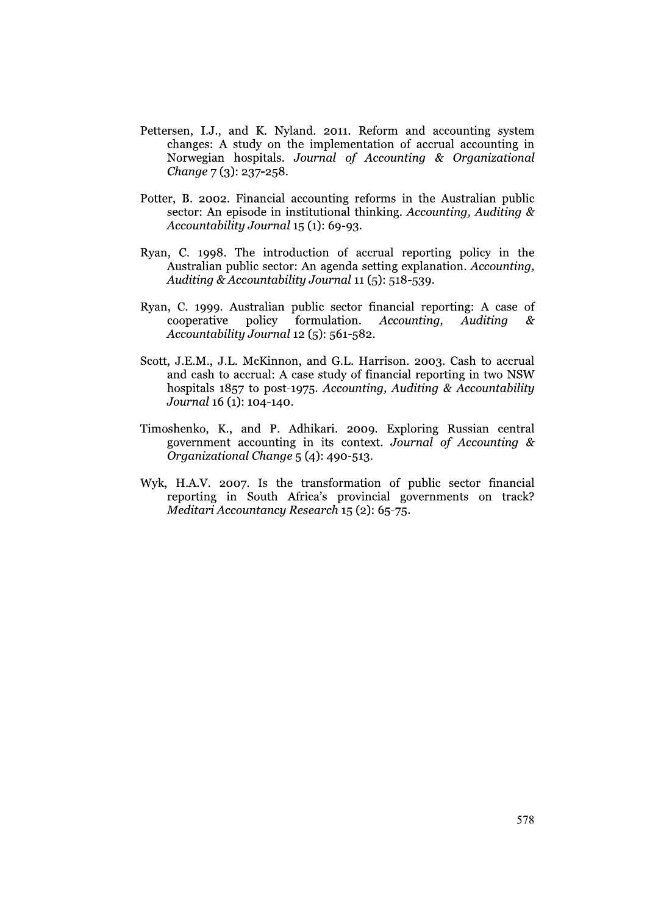Pettersen, I.J., and K. Nyland. 2011. Reform and accounting system changes: A study on the implementation of accrual accounting in Norwegian hospitals. *Journal of Accounting & Organizational Change* 7 (3): 237-258.

Potter, B. 2002. Financial accounting reforms in the Australian public sector: An episode in institutional thinking. *Accounting, Auditing & Accountability Journal* 15 (1): 69-93.

Ryan, C. 1998. The introduction of accrual reporting policy in the Australian public sector: An agenda setting explanation. *Accounting, Auditing & Accountability Journal* 11 (5): 518-539.

Ryan, C. 1999. Australian public sector financial reporting: A case of cooperative policy formulation. *Accounting, Auditing & Accountability Journal* 12 (5): 561-582.

Scott, J.E.M., J.L. McKinnon, and G.L. Harrison. 2003. Cash to accrual and cash to accrual: A case study of financial reporting in two NSW hospitals 1857 to post-1975. *Accounting, Auditing & Accountability Journal* 16 (1): 104-140.

Timoshenko, K., and P. Adhikari. 2009. Exploring Russian central government accounting in its context. *Journal of Accounting & Organizational Change* 5 (4): 490-513.

Wyk, H.A.V. 2007. Is the transformation of public sector financial reporting in South Africa's provincial governments on track? *Meditari Accountancy Research* 15 (2): 65-75.